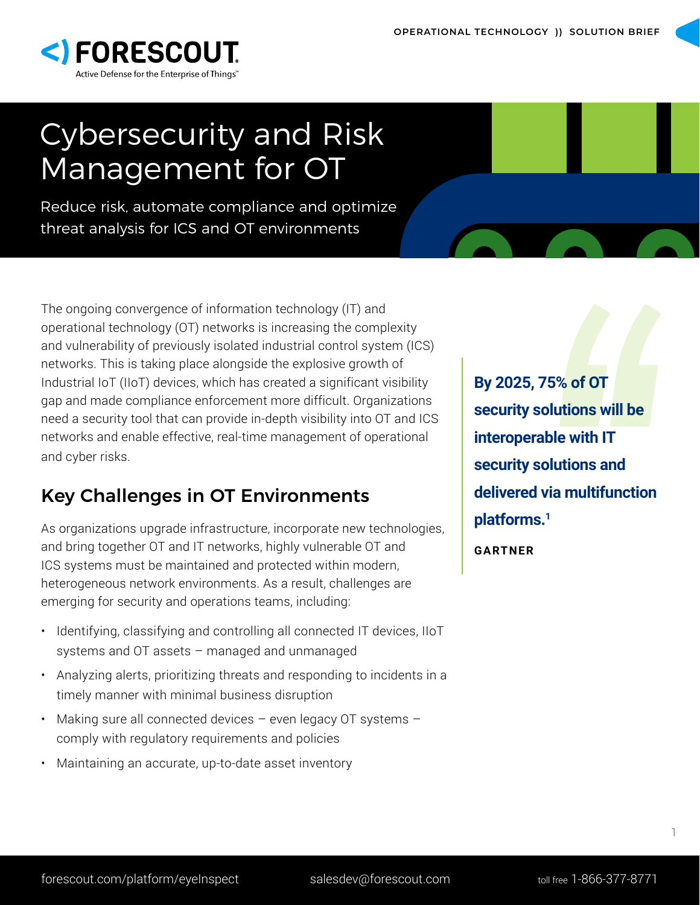# Cybersecurity and Risk Management for OT

Reduce risk, automate compliance and optimize threat analysis for ICS and OT environments

The ongoing convergence of information technology (IT) and operational technology (OT) networks is increasing the complexity and vulnerability of previously isolated industrial control system (ICS) networks. This is taking place alongside the explosive growth of Industrial IoT (IIoT) devices, which has created a significant visibility gap and made compliance enforcement more difficult. Organizations need a security tool that can provide in-depth visibility into OT and ICS networks and enable effective, real-time management of operational and cyber risks.

> **By 2025, 75% of OT security solutions will be interoperable with IT security solutions and delivered via multifunction platforms.[1]**
>
> **GARTNER**

## Key Challenges in OT Environments

As organizations upgrade infrastructure, incorporate new technologies, and bring together OT and IT networks, highly vulnerable OT and ICS systems must be maintained and protected within modern, heterogeneous network environments. As a result, challenges are emerging for security and operations teams, including:

- Identifying, classifying and controlling all connected IT devices, IIoT systems and OT assets – managed and unmanaged
- Analyzing alerts, prioritizing threats and responding to incidents in a timely manner with minimal business disruption
- Making sure all connected devices – even legacy OT systems – comply with regulatory requirements and policies
- Maintaining an accurate, up-to-date asset inventory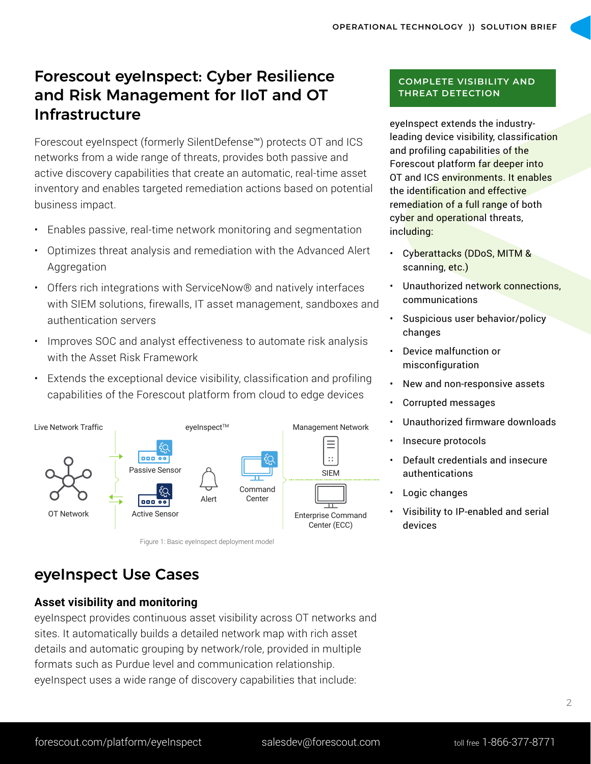# Forescout eyeInspect: Cyber Resilience and Risk Management for IIoT and OT Infrastructure

Forescout eyeInspect (formerly SilentDefense™) protects OT and ICS networks from a wide range of threats, provides both passive and active discovery capabilities that create an automatic, real-time asset inventory and enables targeted remediation actions based on potential business impact.

- Enables passive, real-time network monitoring and segmentation
- Optimizes threat analysis and remediation with the Advanced Alert Aggregation
- Offers rich integrations with ServiceNow® and natively interfaces with SIEM solutions, firewalls, IT asset management, sandboxes and authentication servers
- Improves SOC and analyst effectiveness to automate risk analysis with the Asset Risk Framework
- Extends the exceptional device visibility, classification and profiling capabilities of the Forescout platform from cloud to edge devices

Live Network Traffic | eyeInspect™ | Management Network

OT Network | Passive Sensor | Active Sensor | Alert | Command Center | SIEM | Enterprise Command Center (ECC)

Figure 1: Basic eyeInspect deployment model

## COMPLETE VISIBILITY AND THREAT DETECTION

eyeInspect extends the industry-leading device visibility, classification and profiling capabilities of the Forescout platform far deeper into OT and ICS environments. It enables the identification and effective remediation of a full range of both cyber and operational threats, including:

- Cyberattacks (DDoS, MITM & scanning, etc.)
- Unauthorized network connections, communications
- Suspicious user behavior/policy changes
- Device malfunction or misconfiguration
- New and non-responsive assets
- Corrupted messages
- Unauthorized firmware downloads
- Insecure protocols
- Default credentials and insecure authentications
- Logic changes
- Visibility to IP-enabled and serial devices

## eyeInspect Use Cases

### Asset visibility and monitoring

eyeInspect provides continuous asset visibility across OT networks and sites. It automatically builds a detailed network map with rich asset details and automatic grouping by network/role, provided in multiple formats such as Purdue level and communication relationship. eyeInspect uses a wide range of discovery capabilities that include:

forescout.com/platform/eyeInspect    salesdev@forescout.com    toll free 1-866-377-8771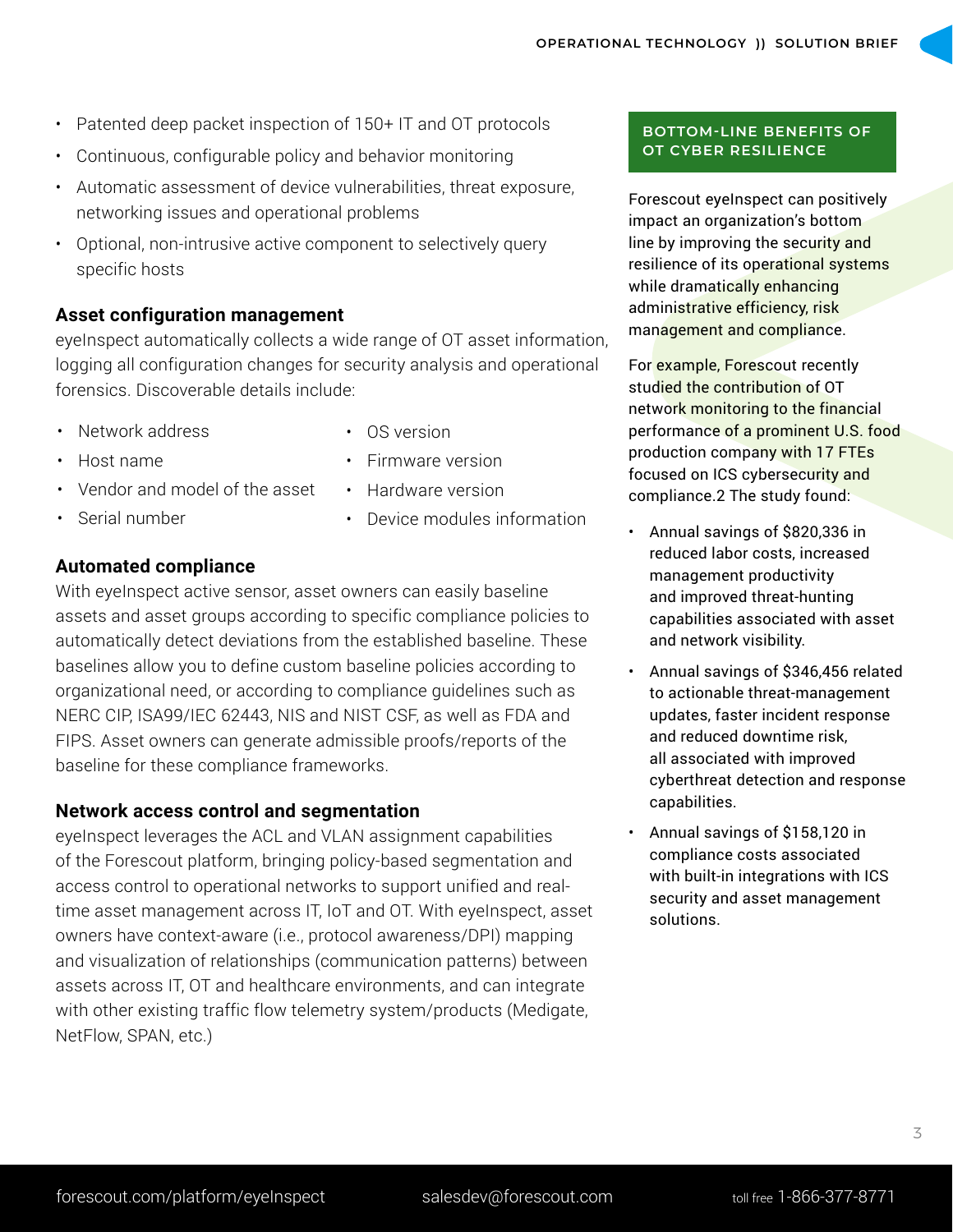- Patented deep packet inspection of 150+ IT and OT protocols
- Continuous, configurable policy and behavior monitoring
- Automatic assessment of device vulnerabilities, threat exposure, networking issues and operational problems
- Optional, non-intrusive active component to selectively query specific hosts

### Asset configuration management

eyeInspect automatically collects a wide range of OT asset information, logging all configuration changes for security analysis and operational forensics. Discoverable details include:

- Network address
- Host name
- Vendor and model of the asset
- Serial number
- OS version
- Firmware version
- Hardware version
- Device modules information

### Automated compliance

With eyeInspect active sensor, asset owners can easily baseline assets and asset groups according to specific compliance policies to automatically detect deviations from the established baseline. These baselines allow you to define custom baseline policies according to organizational need, or according to compliance guidelines such as NERC CIP, ISA99/IEC 62443, NIS and NIST CSF, as well as FDA and FIPS. Asset owners can generate admissible proofs/reports of the baseline for these compliance frameworks.

### Network access control and segmentation

eyeInspect leverages the ACL and VLAN assignment capabilities of the Forescout platform, bringing policy-based segmentation and access control to operational networks to support unified and real-time asset management across IT, IoT and OT. With eyeInspect, asset owners have context-aware (i.e., protocol awareness/DPI) mapping and visualization of relationships (communication patterns) between assets across IT, OT and healthcare environments, and can integrate with other existing traffic flow telemetry system/products (Medigate, NetFlow, SPAN, etc.)

## BOTTOM-LINE BENEFITS OF OT CYBER RESILIENCE

Forescout eyeInspect can positively impact an organization's bottom line by improving the security and resilience of its operational systems while dramatically enhancing administrative efficiency, risk management and compliance.

For example, Forescout recently studied the contribution of OT network monitoring to the financial performance of a prominent U.S. food production company with 17 FTEs focused on ICS cybersecurity and compliance.[2] The study found:

- Annual savings of $820,336 in reduced labor costs, increased management productivity and improved threat-hunting capabilities associated with asset and network visibility.
- Annual savings of $346,456 related to actionable threat-management updates, faster incident response and reduced downtime risk, all associated with improved cyberthreat detection and response capabilities.
- Annual savings of $158,120 in compliance costs associated with built-in integrations with ICS security and asset management solutions.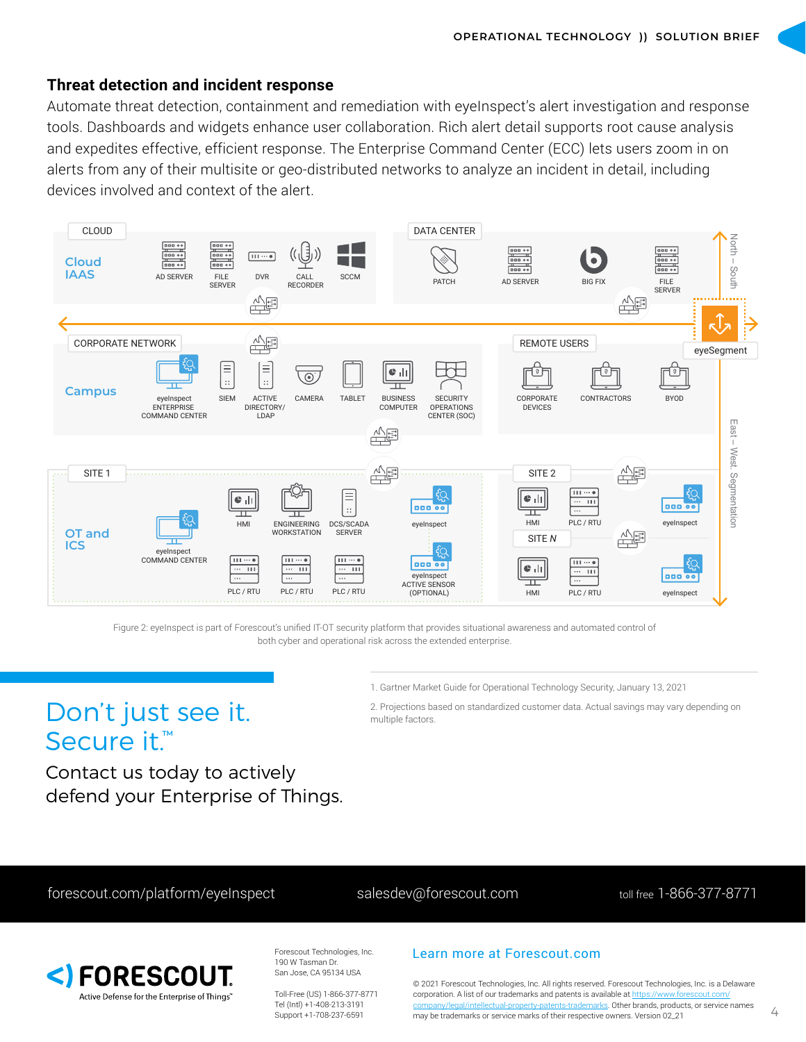## Threat detection and incident response

Automate threat detection, containment and remediation with eyeInspect's alert investigation and response tools. Dashboards and widgets enhance user collaboration. Rich alert detail supports root cause analysis and expedites effective, efficient response. The Enterprise Command Center (ECC) lets users zoom in on alerts from any of their multisite or geo-distributed networks to analyze an incident in detail, including devices involved and context of the alert.

CLOUD
Cloud IAAS
AD SERVER
FILE SERVER
DVR
CALL RECORDER
SCCM

DATA CENTER
PATCH
AD SERVER
BIG FIX
FILE SERVER

North – South

eyeSegment

CORPORATE NETWORK
Campus
eyeInspect ENTERPRISE COMMAND CENTER
SIEM
ACTIVE DIRECTORY/ LDAP
CAMERA
TABLET
BUSINESS COMPUTER
SECURITY OPERATIONS CENTER (SOC)

REMOTE USERS
CORPORATE DEVICES
CONTRACTORS
BYOD

East – West, Segmentation

SITE 1
OT and ICS
eyeInspect COMMAND CENTER
HMI
ENGINEERING WORKSTATION
DCS/SCADA SERVER
eyeInspect
PLC / RTU
PLC / RTU
PLC / RTU
eyeInspect ACTIVE SENSOR (OPTIONAL)

SITE 2
HMI
PLC / RTU
eyeInspect

SITE *N*
HMI
PLC / RTU
eyeInspect

Figure 2: eyeInspect is part of Forescout's unified IT-OT security platform that provides situational awareness and automated control of both cyber and operational risk across the extended enterprise.

# Don't just see it. Secure it.™

Contact us today to actively defend your Enterprise of Things.

1. Gartner Market Guide for Operational Technology Security, January 13, 2021

2. Projections based on standardized customer data. Actual savings may vary depending on multiple factors.

forescout.com/platform/eyeInspect

salesdev@forescout.com

toll free 1-866-377-8771

FORESCOUT
Active Defense for the Enterprise of Things™

Forescout Technologies, Inc.
190 W Tasman Dr.
San Jose, CA 95134 USA

Toll-Free (US) 1-866-377-8771
Tel (Intl) +1-408-213-3191
Support +1-708-237-6591

Learn more at Forescout.com

© 2021 Forescout Technologies, Inc. All rights reserved. Forescout Technologies, Inc. is a Delaware corporation. A list of our trademarks and patents is available at https://www.forescout.com/company/legal/intellectual-property-patents-trademarks. Other brands, products, or service names may be trademarks or service marks of their respective owners. Version 02_21